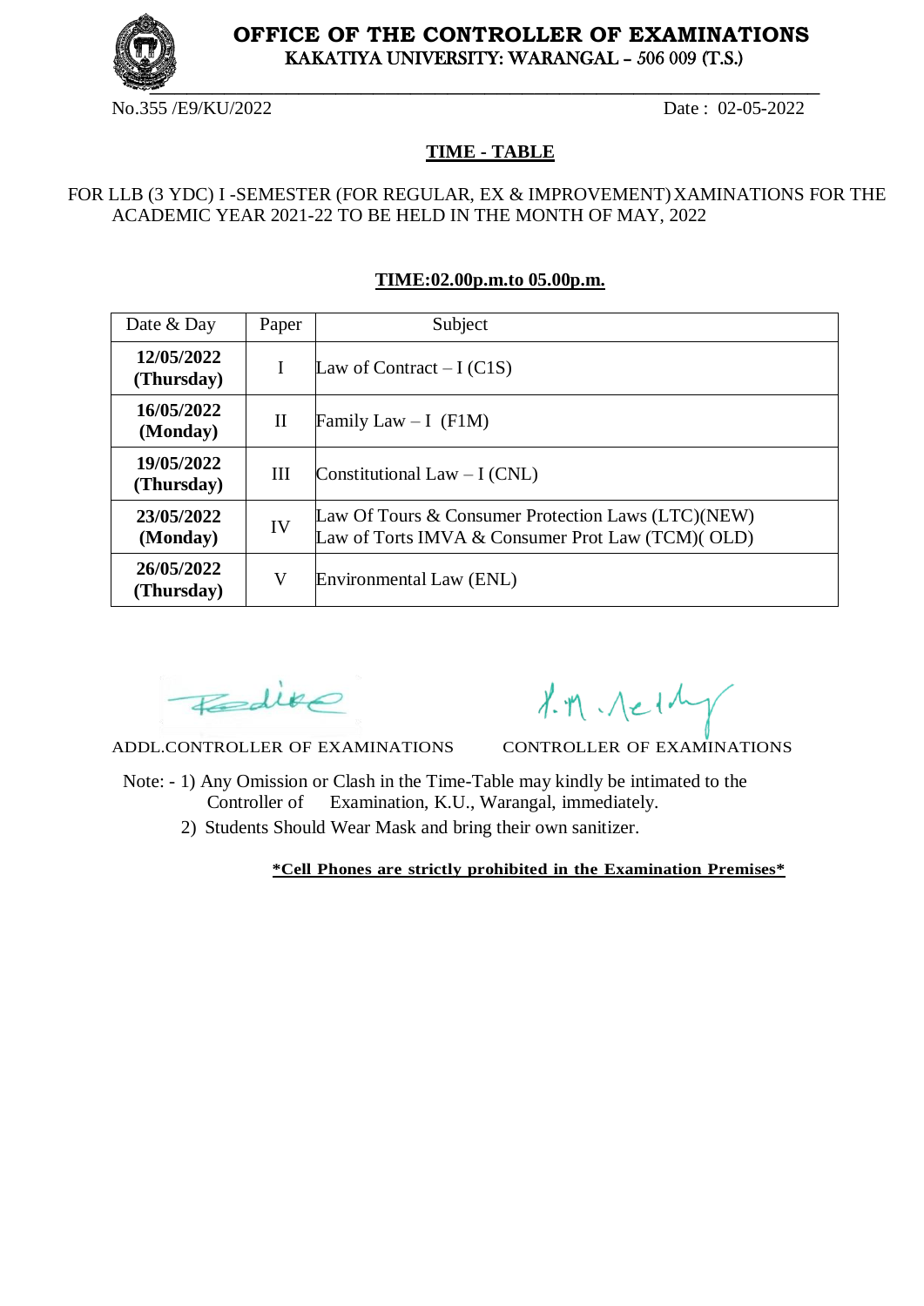# OFFICE OF THE CONTROLLER OF EXAMINATIONS

**KAKATIYA UNIVERSITY: WARANGAL – 506 009 (T.S.)**

No.355 /E9/KU/2022 Date : 02-05-2022

## TIME - TABLE

FOR LLB (3 YDC) I -SEMESTER (FOR REGULAR, EX & IMPROVEMENT) XAMINATIONS FOR THE ACADEMIC YEAR 2021-22 TO BE HELD IN THE MONTH OF MAY, 2022

**TIME:02.00p.m.to 05.00p.m.**

| Date & Day | Paper | Subject |
|---|---|---|
| **12/05/2022 (Thursday)** | I | Law of Contract – I (C1S) |
| **16/05/2022 (Monday)** | II | Family Law – I (F1M) |
| **19/05/2022 (Thursday)** | III | Constitutional Law – I (CNL) |
| **23/05/2022 (Monday)** | IV | Law Of Tours & Consumer Protection Laws (LTC)(NEW)<br>Law of Torts IMVA & Consumer Prot Law (TCM)( OLD) |
| **26/05/2022 (Thursday)** | V | Environmental Law (ENL) |

ADDL.CONTROLLER OF EXAMINATIONS CONTROLLER OF EXAMINATIONS

Note: - 1) Any Omission or Clash in the Time-Table may kindly be intimated to the Controller of Examination, K.U., Warangal, immediately.

2) Students Should Wear Mask and bring their own sanitizer.

**\*Cell Phones are strictly prohibited in the Examination Premises\***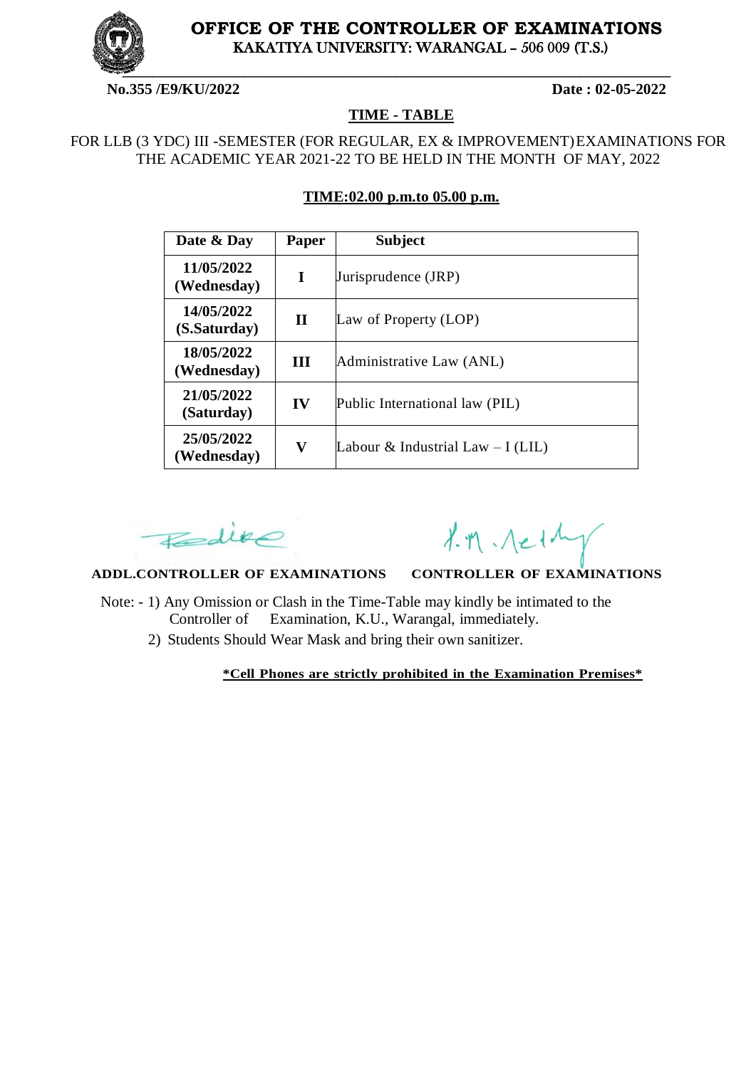# OFFICE OF THE CONTROLLER OF EXAMINATIONS

KAKATIYA UNIVERSITY: WARANGAL – 506 009 (T.S.)

**No.355 /E9/KU/2022** **Date : 02-05-2022**

## TIME - TABLE

FOR LLB (3 YDC) III -SEMESTER (FOR REGULAR, EX & IMPROVEMENT) EXAMINATIONS FOR THE ACADEMIC YEAR 2021-22 TO BE HELD IN THE MONTH OF MAY, 2022

**TIME:02.00 p.m.to 05.00 p.m.**

| Date & Day | Paper | Subject |
|---|---|---|
| **11/05/2022 (Wednesday)** | **I** | Jurisprudence (JRP) |
| **14/05/2022 (S.Saturday)** | **II** | Law of Property (LOP) |
| **18/05/2022 (Wednesday)** | **III** | Administrative Law (ANL) |
| **21/05/2022 (Saturday)** | **IV** | Public International law (PIL) |
| **25/05/2022 (Wednesday)** | **V** | Labour & Industrial Law – I (LIL) |

**ADDL.CONTROLLER OF EXAMINATIONS** **CONTROLLER OF EXAMINATIONS**

Note: - 1) Any Omission or Clash in the Time-Table may kindly be intimated to the Controller of Examination, K.U., Warangal, immediately.

2) Students Should Wear Mask and bring their own sanitizer.

**\*Cell Phones are strictly prohibited in the Examination Premises\***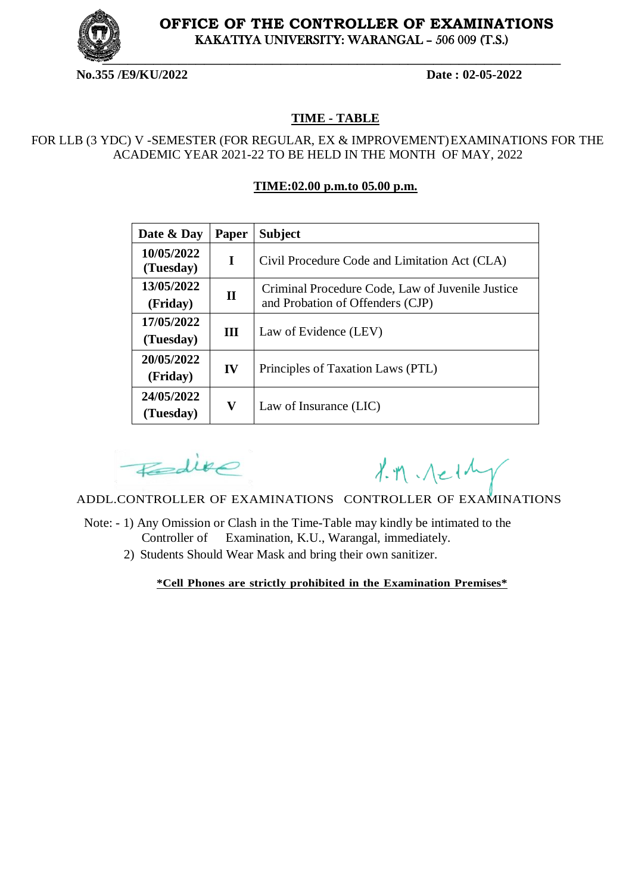# OFFICE OF THE CONTROLLER OF EXAMINATIONS
## KAKATIYA UNIVERSITY: WARANGAL – 506 009 (T.S.)

**No.355 /E9/KU/2022** **Date : 02-05-2022**

## TIME - TABLE

FOR LLB (3 YDC) V -SEMESTER (FOR REGULAR, EX & IMPROVEMENT) EXAMINATIONS FOR THE ACADEMIC YEAR 2021-22 TO BE HELD IN THE MONTH OF MAY, 2022

**TIME:02.00 p.m.to 05.00 p.m.**

| Date & Day | Paper | Subject |
|---|---|---|
| **10/05/2022 (Tuesday)** | **I** | Civil Procedure Code and Limitation Act (CLA) |
| **13/05/2022 (Friday)** | **II** | Criminal Procedure Code, Law of Juvenile Justice and Probation of Offenders (CJP) |
| **17/05/2022 (Tuesday)** | **III** | Law of Evidence (LEV) |
| **20/05/2022 (Friday)** | **IV** | Principles of Taxation Laws (PTL) |
| **24/05/2022 (Tuesday)** | **V** | Law of Insurance (LIC) |

ADDL.CONTROLLER OF EXAMINATIONS CONTROLLER OF EXAMINATIONS

Note: - 1) Any Omission or Clash in the Time-Table may kindly be intimated to the Controller of Examination, K.U., Warangal, immediately.

2) Students Should Wear Mask and bring their own sanitizer.

**\*Cell Phones are strictly prohibited in the Examination Premises\***